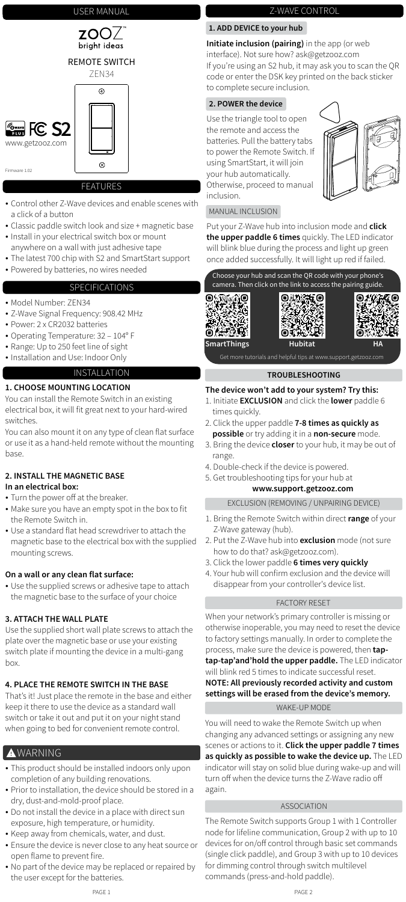# USER MANUAL

**ZOOZ™ bright ideas**

## REMOTE SWITCH

ZEN34

www.getzooz.com

Firmware 1.02

## FEATURES

- Control other Z-Wave devices and enable scenes with a click of a button
- Classic paddle switch look and size + magnetic base
- Install in your electrical switch box or mount anywhere on a wall with just adhesive tape
- The latest 700 chip with S2 and SmartStart support
- Powered by batteries, no wires needed

## SPECIFICATIONS

- Model Number: ZEN34
- Z-Wave Signal Frequency: 908.42 MHz
- Power: 2 x CR2032 batteries
- Operating Temperature: 32 – 104° F
- Range: Up to 250 feet line of sight
- Installation and Use: Indoor Only

## INSTALLATION

### 1. CHOOSE MOUNTING LOCATION

You can install the Remote Switch in an existing electrical box, it will fit great next to your hard-wired switches.

You can also mount it on any type of clean flat surface or use it as a hand-held remote without the mounting base.

### 2. INSTALL THE MAGNETIC BASE

**In an electrical box:**

- Turn the power off at the breaker.
- Make sure you have an empty spot in the box to fit the Remote Switch in.
- Use a standard flat head screwdriver to attach the magnetic base to the electrical box with the supplied mounting screws.

**On a wall or any clean flat surface:**

- Use the supplied screws or adhesive tape to attach the magnetic base to the surface of your choice

### 3. ATTACH THE WALL PLATE

Use the supplied short wall plate screws to attach the plate over the magnetic base or use your existing switch plate if mounting the device in a multi-gang box.

### 4. PLACE THE REMOTE SWITCH IN THE BASE

That's it! Just place the remote in the base and either keep it there to use the device as a standard wall switch or take it out and put it on your night stand when going to bed for convenient remote control.

## ⚠ WARNING

- This product should be installed indoors only upon completion of any building renovations.
- Prior to installation, the device should be stored in a dry, dust-and-mold-proof place.
- Do not install the device in a place with direct sun exposure, high temperature, or humidity.
- Keep away from chemicals, water, and dust.
- Ensure the device is never close to any heat source or open flame to prevent fire.
- No part of the device may be replaced or repaired by the user except for the batteries.

## Z-WAVE CONTROL

### 1. ADD DEVICE to your hub

**Initiate inclusion (pairing)** in the app (or web interface). Not sure how? ask@getzooz.com

If you're using an S2 hub, it may ask you to scan the QR code or enter the DSK key printed on the back sticker to complete secure inclusion.

### 2. POWER the device

Use the triangle tool to open the remote and access the batteries. Pull the battery tabs to power the Remote Switch. If using SmartStart, it will join your hub automatically. Otherwise, proceed to manual inclusion.

#### MANUAL INCLUSION

Put your Z-Wave hub into inclusion mode and **click the upper paddle 6 times** quickly. The LED indicator will blink blue during the process and light up green once added successfully. It will light up red if failed.

Choose your hub and scan the QR code with your phone's camera. Then click on the link to access the pairing guide.

**SmartThings** **Hubitat** **HA**

Get more tutorials and helpful tips at www.support.getzooz.com

## TROUBLESHOOTING

**The device won't add to your system? Try this:**

1. Initiate **EXCLUSION** and click the **lower** paddle 6 times quickly.
2. Click the upper paddle **7-8 times as quickly as possible** or try adding it in a **non-secure** mode.
3. Bring the device **closer** to your hub, it may be out of range.
4. Double-check if the device is powered.
5. Get troubleshooting tips for your hub at **www.support.getzooz.com**

### EXCLUSION (REMOVING / UNPAIRING DEVICE)

1. Bring the Remote Switch within direct **range** of your Z-Wave gateway (hub).
2. Put the Z-Wave hub into **exclusion** mode (not sure how to do that? ask@getzooz.com).
3. Click the lower paddle **6 times very quickly**
4. Your hub will confirm exclusion and the device will disappear from your controller's device list.

### FACTORY RESET

When your network's primary controller is missing or otherwise inoperable, you may need to reset the device to factory settings manually. In order to complete the process, make sure the device is powered, then **tap-tap-tap'and'hold the upper paddle.** The LED indicator will blink red 5 times to indicate successful reset.

**NOTE: All previously recorded activity and custom settings will be erased from the device's memory.**

### WAKE-UP MODE

You will need to wake the Remote Switch up when changing any advanced settings or assigning any new scenes or actions to it. **Click the upper paddle 7 times as quickly as possible to wake the device up.** The LED indicator will stay on solid blue during wake-up and will turn off when the device turns the Z-Wave radio off again.

### ASSOCIATION

The Remote Switch supports Group 1 with 1 Controller node for lifeline communication, Group 2 with up to 10 devices for on/off control through basic set commands (single click paddle), and Group 3 with up to 10 devices for dimming control through switch multilevel commands (press-and-hold paddle).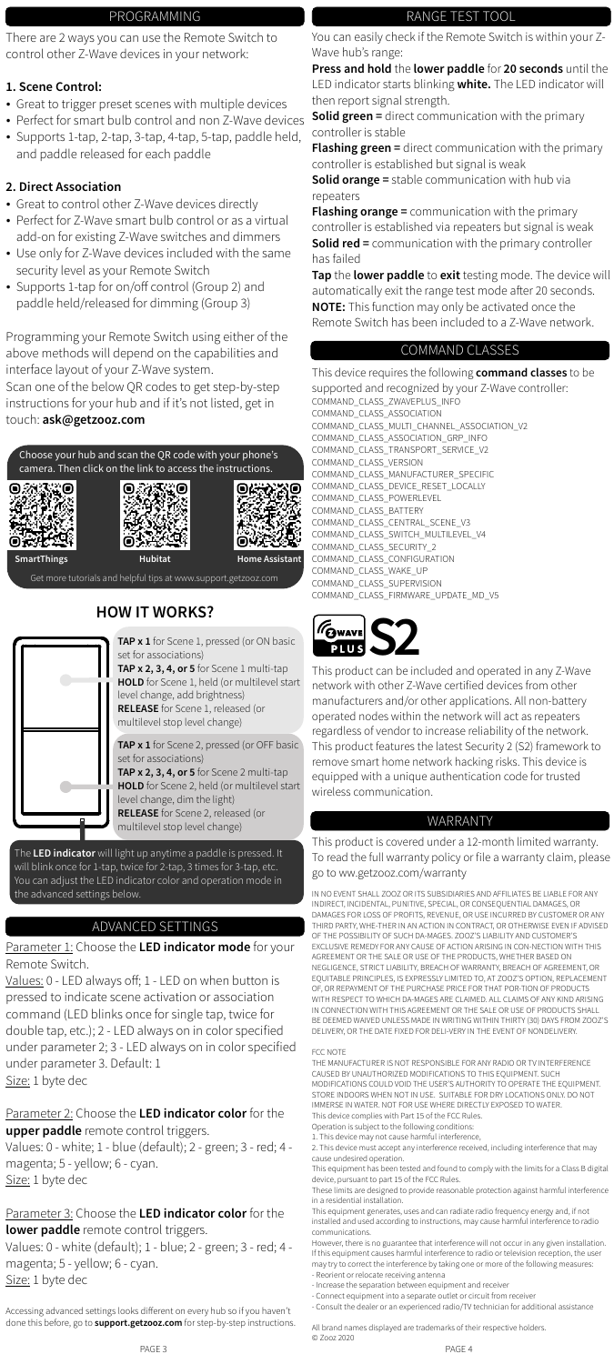## PROGRAMMING

There are 2 ways you can use the Remote Switch to control other Z-Wave devices in your network:

### 1. Scene Control:

- Great to trigger preset scenes with multiple devices
- Perfect for smart bulb control and non Z-Wave devices
- Supports 1-tap, 2-tap, 3-tap, 4-tap, 5-tap, paddle held, and paddle released for each paddle

### 2. Direct Association

- Great to control other Z-Wave devices directly
- Perfect for Z-Wave smart bulb control or as a virtual add-on for existing Z-Wave switches and dimmers
- Use only for Z-Wave devices included with the same security level as your Remote Switch
- Supports 1-tap for on/off control (Group 2) and paddle held/released for dimming (Group 3)

Programming your Remote Switch using either of the above methods will depend on the capabilities and interface layout of your Z-Wave system.
Scan one of the below QR codes to get step-by-step instructions for your hub and if it's not listed, get in touch: **ask@getzooz.com**

Choose your hub and scan the QR code with your phone's camera. Then click on the link to access the instructions.

SmartThings Hubitat Home Assistant

Get more tutorials and helpful tips at www.support.getzooz.com

## HOW IT WORKS?

**TAP x 1** for Scene 1, pressed (or ON basic set for associations)
**TAP x 2, 3, 4, or 5** for Scene 1 multi-tap
**HOLD** for Scene 1, held (or multilevel start level change, add brightness)
**RELEASE** for Scene 1, released (or multilevel stop level change)

**TAP x 1** for Scene 2, pressed (or OFF basic set for associations)
**TAP x 2, 3, 4, or 5** for Scene 2 multi-tap
**HOLD** for Scene 2, held (or multilevel start level change, dim the light)
**RELEASE** for Scene 2, released (or multilevel stop level change)

The **LED indicator** will light up anytime a paddle is pressed. It will blink once for 1-tap, twice for 2-tap, 3 times for 3-tap, etc. You can adjust the LED indicator color and operation mode in the advanced settings below.

## ADVANCED SETTINGS

Parameter 1: Choose the **LED indicator mode** for your Remote Switch.
Values: 0 - LED always off; 1 - LED on when button is pressed to indicate scene activation or association command (LED blinks once for single tap, twice for double tap, etc.); 2 - LED always on in color specified under parameter 2; 3 - LED always on in color specified under parameter 3. Default: 1
Size: 1 byte dec

Parameter 2: Choose the **LED indicator color** for the **upper paddle** remote control triggers.
Values: 0 - white; 1 - blue (default); 2 - green; 3 - red; 4 - magenta; 5 - yellow; 6 - cyan.
Size: 1 byte dec

Parameter 3: Choose the **LED indicator color** for the **lower paddle** remote control triggers.
Values: 0 - white (default); 1 - blue; 2 - green; 3 - red; 4 - magenta; 5 - yellow; 6 - cyan.
Size: 1 byte dec

Accessing advanced settings looks different on every hub so if you haven't done this before, go to **support.getzooz.com** for step-by-step instructions.

## RANGE TEST TOOL

You can easily check if the Remote Switch is within your Z-Wave hub's range:

**Press and hold** the **lower paddle** for **20 seconds** until the LED indicator starts blinking **white.** The LED indicator will then report signal strength.
**Solid green =** direct communication with the primary controller is stable
**Flashing green =** direct communication with the primary controller is established but signal is weak
**Solid orange =** stable communication with hub via repeaters
**Flashing orange =** communication with the primary controller is established via repeaters but signal is weak
**Solid red =** communication with the primary controller has failed

**Tap** the **lower paddle** to **exit** testing mode. The device will automatically exit the range test mode after 20 seconds.
**NOTE:** This function may only be activated once the Remote Switch has been included to a Z-Wave network.

## COMMAND CLASSES

This device requires the following **command classes** to be supported and recognized by your Z-Wave controller:
COMMAND_CLASS_ZWAVEPLUS_INFO
COMMAND_CLASS_ASSOCIATION
COMMAND_CLASS_MULTI_CHANNEL_ASSOCIATION_V2
COMMAND_CLASS_ASSOCIATION_GRP_INFO
COMMAND_CLASS_TRANSPORT_SERVICE_V2
COMMAND_CLASS_VERSION
COMMAND_CLASS_MANUFACTURER_SPECIFIC
COMMAND_CLASS_DEVICE_RESET_LOCALLY
COMMAND_CLASS_POWERLEVEL
COMMAND_CLASS_BATTERY
COMMAND_CLASS_CENTRAL_SCENE_V3
COMMAND_CLASS_SWITCH_MULTILEVEL_V4
COMMAND_CLASS_SECURITY_2
COMMAND_CLASS_CONFIGURATION
COMMAND_CLASS_WAKE_UP
COMMAND_CLASS_SUPERVISION
COMMAND_CLASS_FIRMWARE_UPDATE_MD_V5

Z-WAVE PLUS S2

This product can be included and operated in any Z-Wave network with other Z-Wave certified devices from other manufacturers and/or other applications. All non-battery operated nodes within the network will act as repeaters regardless of vendor to increase reliability of the network. This product features the latest Security 2 (S2) framework to remove smart home network hacking risks. This device is equipped with a unique authentication code for trusted wireless communication.

## WARRANTY

This product is covered under a 12-month limited warranty. To read the full warranty policy or file a warranty claim, please go to ww.getzooz.com/warranty

IN NO EVENT SHALL ZOOZ OR ITS SUBSIDIARIES AND AFFILIATES BE LIABLE FOR ANY INDIRECT, INCIDENTAL, PUNITIVE, SPECIAL, OR CONSEQUENTIAL DAMAGES, OR DAMAGES FOR LOSS OF PROFITS, REVENUE, OR USE INCURRED BY CUSTOMER OR ANY THIRD PARTY, WHE-THER IN AN ACTION IN CONTRACT, OR OTHERWISE EVEN IF ADVISED OF THE POSSIBILITY OF SUCH DA-MAGES. ZOOZ'S LIABILITY AND CUSTOMER'S EXCLUSIVE REMEDY FOR ANY CAUSE OF ACTION ARISING IN CON-NECTION WITH THIS AGREEMENT OR THE SALE OR USE OF THE PRODUCTS, WHETHER BASED ON NEGLIGENCE, STRICT LIABILITY, BREACH OF WARRANTY, BREACH OF AGREEMENT, OR EQUITABLE PRINCIPLES, IS EXPRESSLY LIMITED TO, AT ZOOZ'S OPTION, REPLACEMENT OF, OR REPAYMENT OF THE PURCHASE PRICE FOR THAT POR-TION OF PRODUCTS WITH RESPECT TO WHICH DA-MAGES ARE CLAIMED. ALL CLAIMS OF ANY KIND ARISING IN CONNECTION WITH THIS AGREEMENT OR THE SALE OR USE OF PRODUCTS SHALL BE DEEMED WAIVED UNLESS MADE IN WRITING WITHIN THIRTY (30) DAYS FROM ZOOZ'S DELIVERY, OR THE DATE FIXED FOR DELI-VERY IN THE EVENT OF NONDELIVERY.

FCC NOTE

THE MANUFACTURER IS NOT RESPONSIBLE FOR ANY RADIO OR TV INTERFERENCE CAUSED BY UNAUTHORIZED MODIFICATIONS TO THIS EQUIPMENT. SUCH MODIFICATIONS COULD VOID THE USER'S AUTHORITY TO OPERATE THE EQUIPMENT. STORE INDOORS WHEN NOT IN USE. SUITABLE FOR DRY LOCATIONS ONLY. DO NOT IMMERSE IN WATER. NOT FOR USE WHERE DIRECTLY EXPOSED TO WATER.
This device complies with Part 15 of the FCC Rules.
Operation is subject to the following conditions:
1. This device may not cause harmful interference,
2. This device must accept any interference received, including interference that may cause undesired operation.
This equipment has been tested and found to comply with the limits for a Class B digital device, pursuant to part 15 of the FCC Rules.
These limits are designed to provide reasonable protection against harmful interference in a residential installation.
This equipment generates, uses and can radiate radio frequency energy and, if not installed and used according to instructions, may cause harmful interference to radio communications.
However, there is no guarantee that interference will not occur in any given installation. If this equipment causes harmful interference to radio or television reception, the user may try to correct the interference by taking one or more of the following measures:
- Reorient or relocate receiving antenna
- Increase the separation between equipment and receiver
- Connect equipment into a separate outlet or circuit from receiver
- Consult the dealer or an experienced radio/TV technician for additional assistance

All brand names displayed are trademarks of their respective holders.
© Zooz 2020